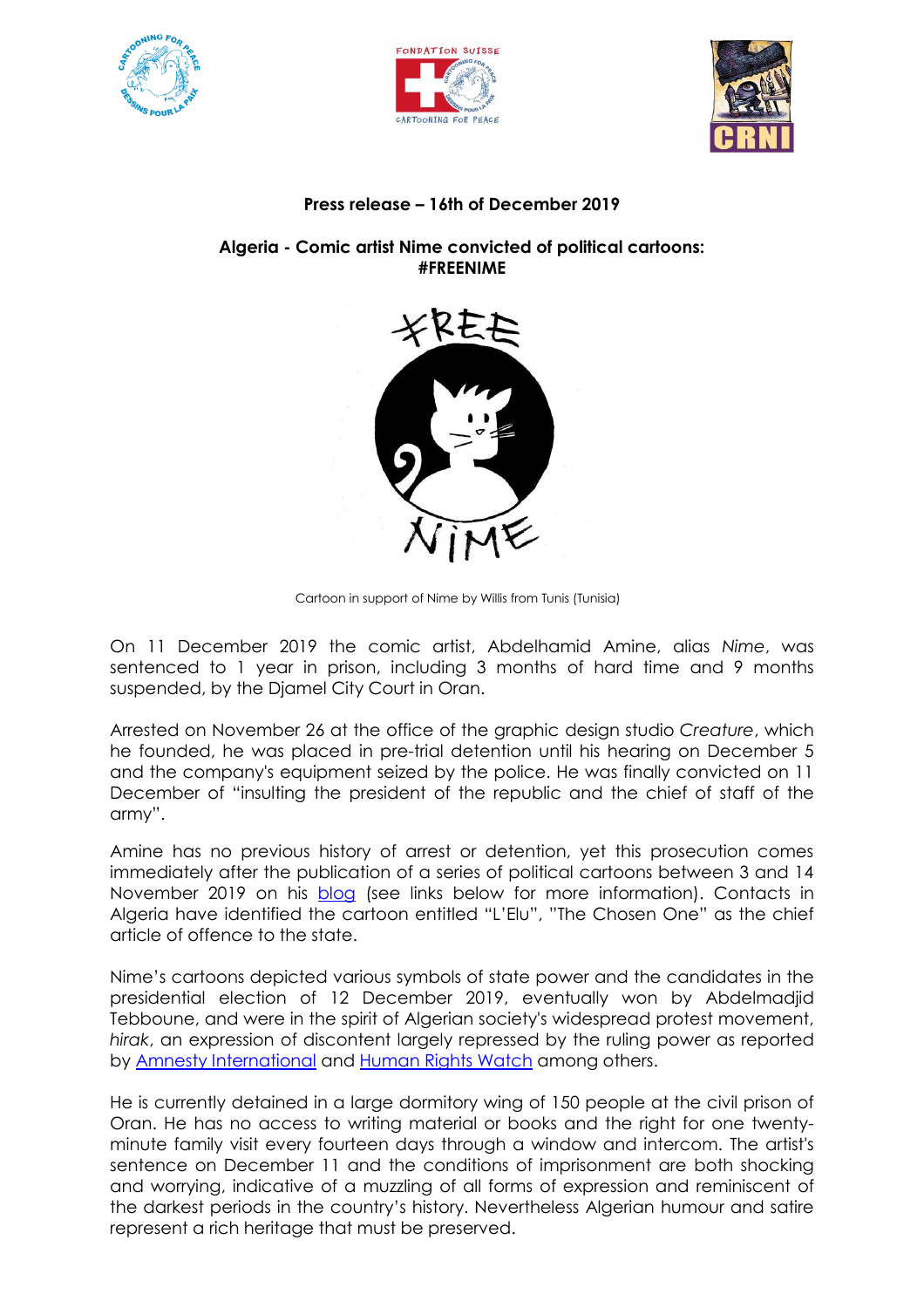**Press release – 16th of December 2019**

**Algeria - Comic artist Nime convicted of political cartoons: #FREENIME**

Cartoon in support of Nime by Willis from Tunis (Tunisia)

On 11 December 2019 the comic artist, Abdelhamid Amine, alias *Nime*, was sentenced to 1 year in prison, including 3 months of hard time and 9 months suspended, by the Djamel City Court in Oran.

Arrested on November 26 at the office of the graphic design studio *Creature*, which he founded, he was placed in pre-trial detention until his hearing on December 5 and the company's equipment seized by the police. He was finally convicted on 11 December of "insulting the president of the republic and the chief of staff of the army".

Amine has no previous history of arrest or detention, yet this prosecution comes immediately after the publication of a series of political cartoons between 3 and 14 November 2019 on his blog (see links below for more information). Contacts in Algeria have identified the cartoon entitled "L'Elu", "The Chosen One" as the chief article of offence to the state.

Nime's cartoons depicted various symbols of state power and the candidates in the presidential election of 12 December 2019, eventually won by Abdelmadjid Tebboune, and were in the spirit of Algerian society's widespread protest movement, *hirak*, an expression of discontent largely repressed by the ruling power as reported by Amnesty International and Human Rights Watch among others.

He is currently detained in a large dormitory wing of 150 people at the civil prison of Oran. He has no access to writing material or books and the right for one twenty-minute family visit every fourteen days through a window and intercom. The artist's sentence on December 11 and the conditions of imprisonment are both shocking and worrying, indicative of a muzzling of all forms of expression and reminiscent of the darkest periods in the country's history. Nevertheless Algerian humour and satire represent a rich heritage that must be preserved.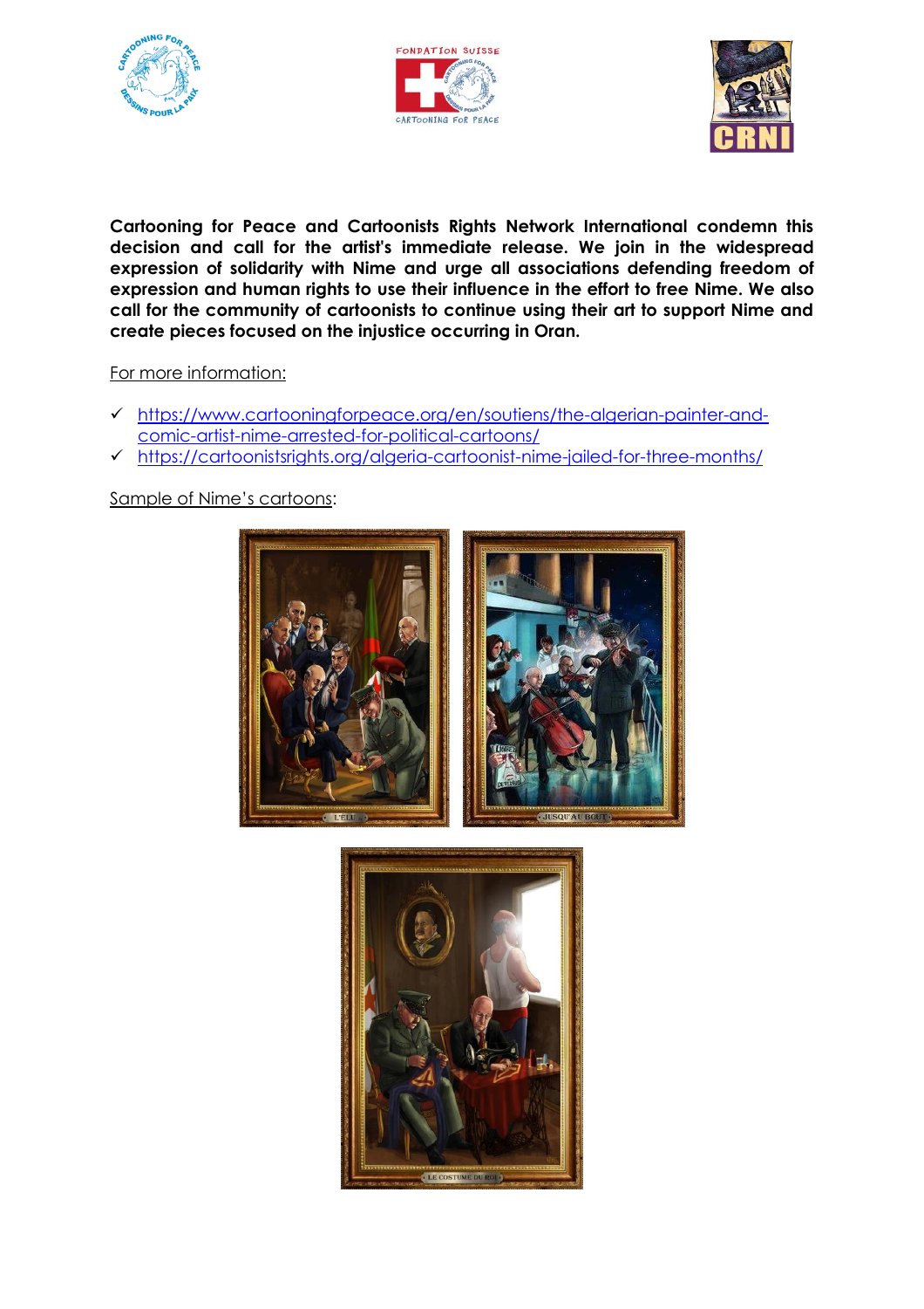**Cartooning for Peace and Cartoonists Rights Network International condemn this decision and call for the artist's immediate release. We join in the widespread expression of solidarity with Nime and urge all associations defending freedom of expression and human rights to use their influence in the effort to free Nime. We also call for the community of cartoonists to continue using their art to support Nime and create pieces focused on the injustice occurring in Oran.**

For more information:

- ✓ https://www.cartooningforpeace.org/en/soutiens/the-algerian-painter-and-comic-artist-nime-arrested-for-political-cartoons/
- ✓ https://cartoonistsrights.org/algeria-cartoonist-nime-jailed-for-three-months/

Sample of Nime's cartoons: